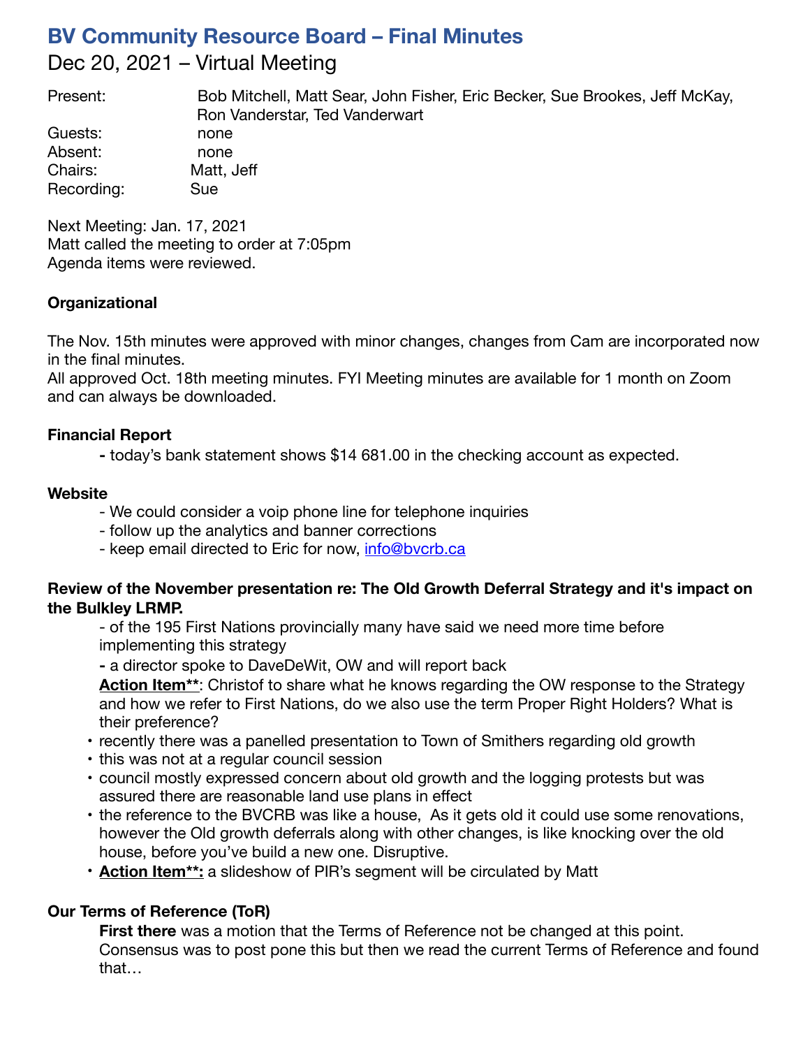# BV Community Resource Board – Final Minutes

## Dec 20, 2021 – Virtual Meeting

| | |
|---|---|
| Present: | Bob Mitchell, Matt Sear, John Fisher, Eric Becker, Sue Brookes, Jeff McKay, Ron Vanderstar, Ted Vanderwart |
| Guests: | none |
| Absent: | none |
| Chairs: | Matt, Jeff |
| Recording: | Sue |

Next Meeting: Jan. 17, 2021
Matt called the meeting to order at 7:05pm
Agenda items were reviewed.

**Organizational**

The Nov. 15th minutes were approved with minor changes, changes from Cam are incorporated now in the final minutes.
All approved Oct. 18th meeting minutes. FYI Meeting minutes are available for 1 month on Zoom and can always be downloaded.

**Financial Report**

- today's bank statement shows $14 681.00 in the checking account as expected.

**Website**

- We could consider a voip phone line for telephone inquiries
- follow up the analytics and banner corrections
- keep email directed to Eric for now, info@bvcrb.ca

**Review of the November presentation re: The Old Growth Deferral Strategy and it's impact on the Bulkley LRMP.**

- of the 195 First Nations provincially many have said we need more time before implementing this strategy
- a director spoke to DaveDeWit, OW and will report back

**Action Item\*\***: Christof to share what he knows regarding the OW response to the Strategy and how we refer to First Nations, do we also use the term Proper Right Holders? What is their preference?

- recently there was a panelled presentation to Town of Smithers regarding old growth
- this was not at a regular council session
- council mostly expressed concern about old growth and the logging protests but was assured there are reasonable land use plans in effect
- the reference to the BVCRB was like a house, As it gets old it could use some renovations, however the Old growth deferrals along with other changes, is like knocking over the old house, before you've build a new one. Disruptive.
- **Action Item\*\*:** a slideshow of PIR's segment will be circulated by Matt

**Our Terms of Reference (ToR)**

**First there** was a motion that the Terms of Reference not be changed at this point. Consensus was to post pone this but then we read the current Terms of Reference and found that…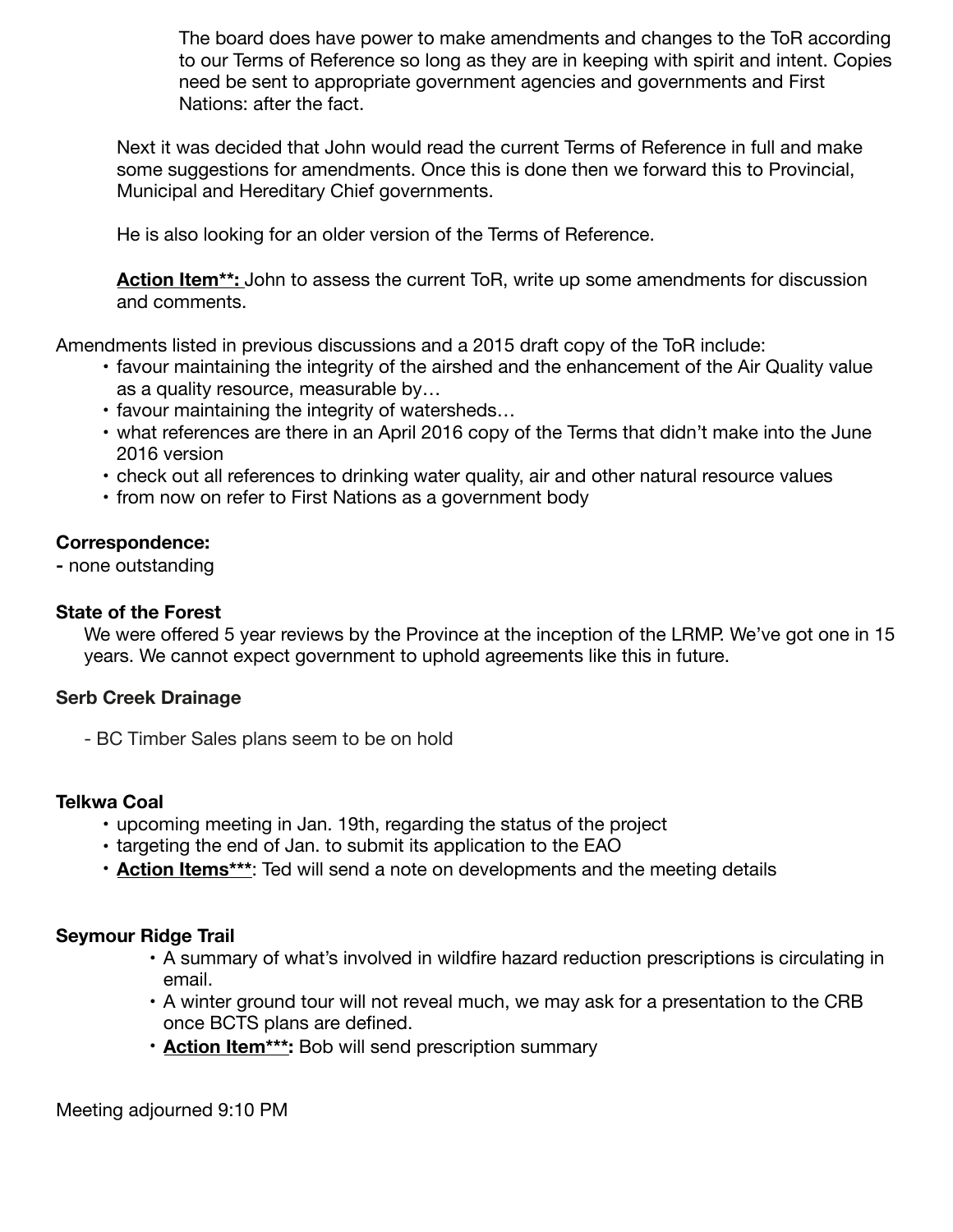The board does have power to make amendments and changes to the ToR according to our Terms of Reference so long as they are in keeping with spirit and intent. Copies need be sent to appropriate government agencies and governments and First Nations: after the fact.

Next it was decided that John would read the current Terms of Reference in full and make some suggestions for amendments. Once this is done then we forward this to Provincial, Municipal and Hereditary Chief governments.

He is also looking for an older version of the Terms of Reference.

**Action Item**:** John to assess the current ToR, write up some amendments for discussion and comments.

Amendments listed in previous discussions and a 2015 draft copy of the ToR include:

- favour maintaining the integrity of the airshed and the enhancement of the Air Quality value as a quality resource, measurable by…
- favour maintaining the integrity of watersheds…
- what references are there in an April 2016 copy of the Terms that didn't make into the June 2016 version
- check out all references to drinking water quality, air and other natural resource values
- from now on refer to First Nations as a government body

**Correspondence:**

- none outstanding

**State of the Forest**

We were offered 5 year reviews by the Province at the inception of the LRMP. We've got one in 15 years. We cannot expect government to uphold agreements like this in future.

**Serb Creek Drainage**

- BC Timber Sales plans seem to be on hold

**Telkwa Coal**

- upcoming meeting in Jan. 19th, regarding the status of the project
- targeting the end of Jan. to submit its application to the EAO
- **Action Items***:** Ted will send a note on developments and the meeting details

**Seymour Ridge Trail**

- A summary of what's involved in wildfire hazard reduction prescriptions is circulating in email.
- A winter ground tour will not reveal much, we may ask for a presentation to the CRB once BCTS plans are defined.
- **Action Item***:** Bob will send prescription summary

Meeting adjourned 9:10 PM